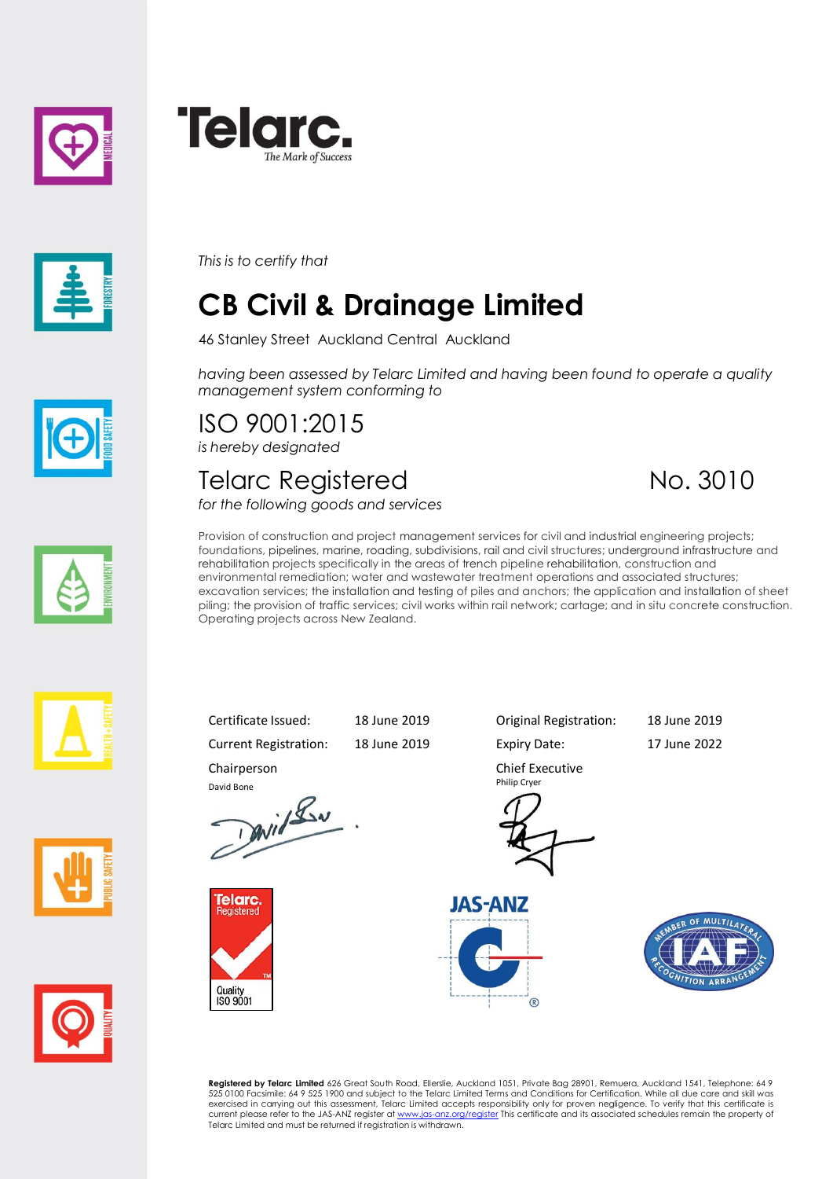**Telarc.**
*The Mark of Success*

*This is to certify that*

# CB Civil & Drainage Limited

46 Stanley Street Auckland Central Auckland

*having been assessed by Telarc Limited and having been found to operate a quality management system conforming to*

## ISO 9001:2015

*is hereby designated*

## Telarc Registered No. 3010

*for the following goods and services*

Provision of construction and project management services for civil and industrial engineering projects; foundations, pipelines, marine, roading, subdivisions, rail and civil structures; underground infrastructure and rehabilitation projects specifically in the areas of trench pipeline rehabilitation, construction and environmental remediation; water and wastewater treatment operations and associated structures; excavation services; the installation and testing of piles and anchors; the application and installation of sheet piling; the provision of traffic services; civil works within rail network; cartage; and in situ concrete construction. Operating projects across New Zealand.

| | | | |
|---|---|---|---|
| Certificate Issued: | 18 June 2019 | Original Registration: | 18 June 2019 |
| Current Registration: | 18 June 2019 | Expiry Date: | 17 June 2022 |

Chairperson
David Bone

Chief Executive
Philip Cryer

Telarc. Registered
Quality ISO 9001

JAS-ANZ

Member of Multilateral Recognition Arrangement IAF

**Registered by Telarc Limited** 626 Great South Road, Ellerslie, Auckland 1051, Private Bag 28901, Remuera, Auckland 1541, Telephone: 64 9 525 0100 Facsimile: 64 9 525 1900 and subject to the Telarc Limited Terms and Conditions for Certification. While all due care and skill was exercised in carrying out this assessment, Telarc Limited accepts responsibility only for proven negligence. To verify that this certificate is current please refer to the JAS-ANZ register at www.jas-anz.org/register This certificate and its associated schedules remain the property of Telarc Limited and must be returned if registration is withdrawn.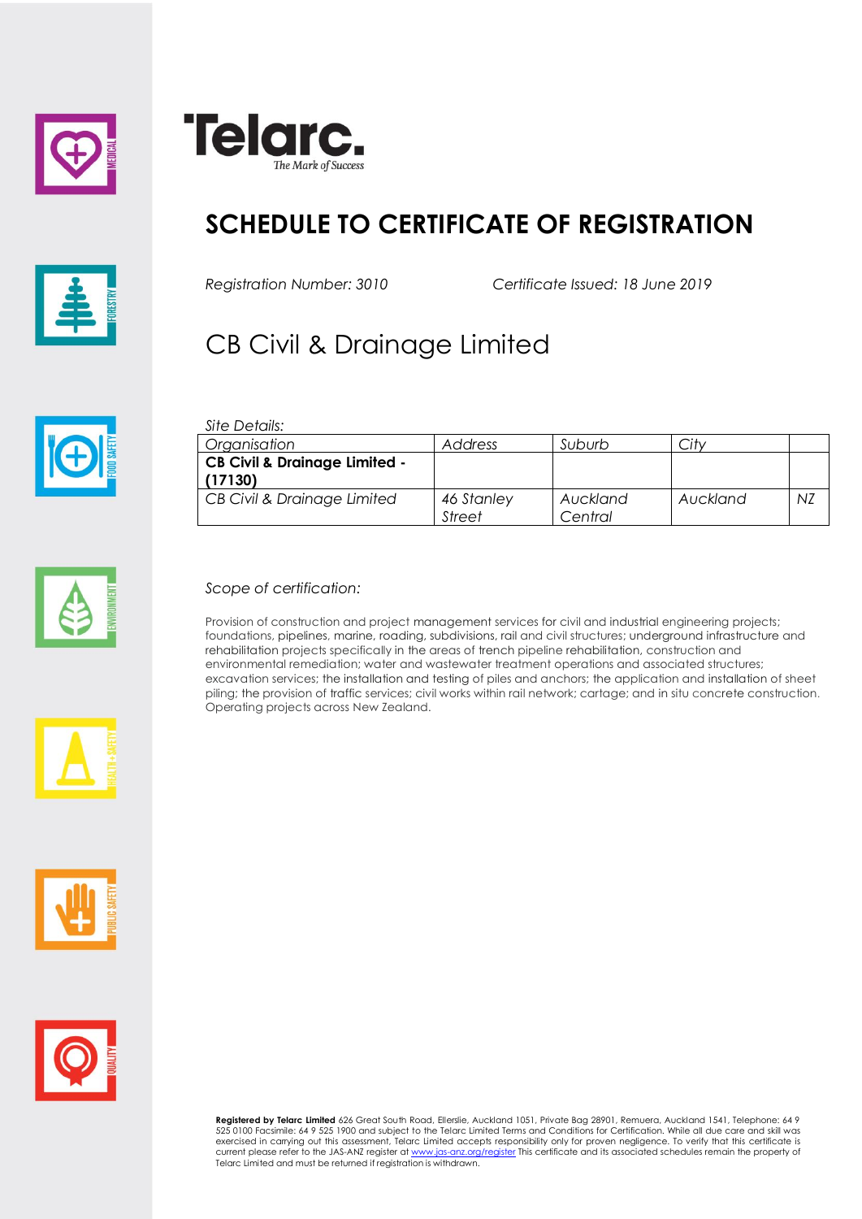Telarc.
The Mark of Success

# SCHEDULE TO CERTIFICATE OF REGISTRATION

*Registration Number: 3010* *Certificate Issued: 18 June 2019*

## CB Civil & Drainage Limited

*Site Details:*

| *Organisation* | *Address* | *Suburb* | *City* | |
|---|---|---|---|---|
| **CB Civil & Drainage Limited - (17130)** | | | | |
| *CB Civil & Drainage Limited* | *46 Stanley Street* | *Auckland Central* | *Auckland* | *NZ* |

*Scope of certification:*

Provision of construction and project management services for civil and industrial engineering projects; foundations, pipelines, marine, roading, subdivisions, rail and civil structures; underground infrastructure and rehabilitation projects specifically in the areas of trench pipeline rehabilitation, construction and environmental remediation; water and wastewater treatment operations and associated structures; excavation services; the installation and testing of piles and anchors; the application and installation of sheet piling; the provision of traffic services; civil works within rail network; cartage; and in situ concrete construction. Operating projects across New Zealand.

**Registered by Telarc Limited** 626 Great South Road, Ellerslie, Auckland 1051, Private Bag 28901, Remuera, Auckland 1541, Telephone: 64 9 525 0100 Facsimile: 64 9 525 1900 and subject to the Telarc Limited Terms and Conditions for Certification. While all due care and skill was exercised in carrying out this assessment, Telarc Limited accepts responsibility only for proven negligence. To verify that this certificate is current please refer to the JAS-ANZ register at www.jas-anz.org/register This certificate and its associated schedules remain the property of Telarc Limited and must be returned if registration is withdrawn.